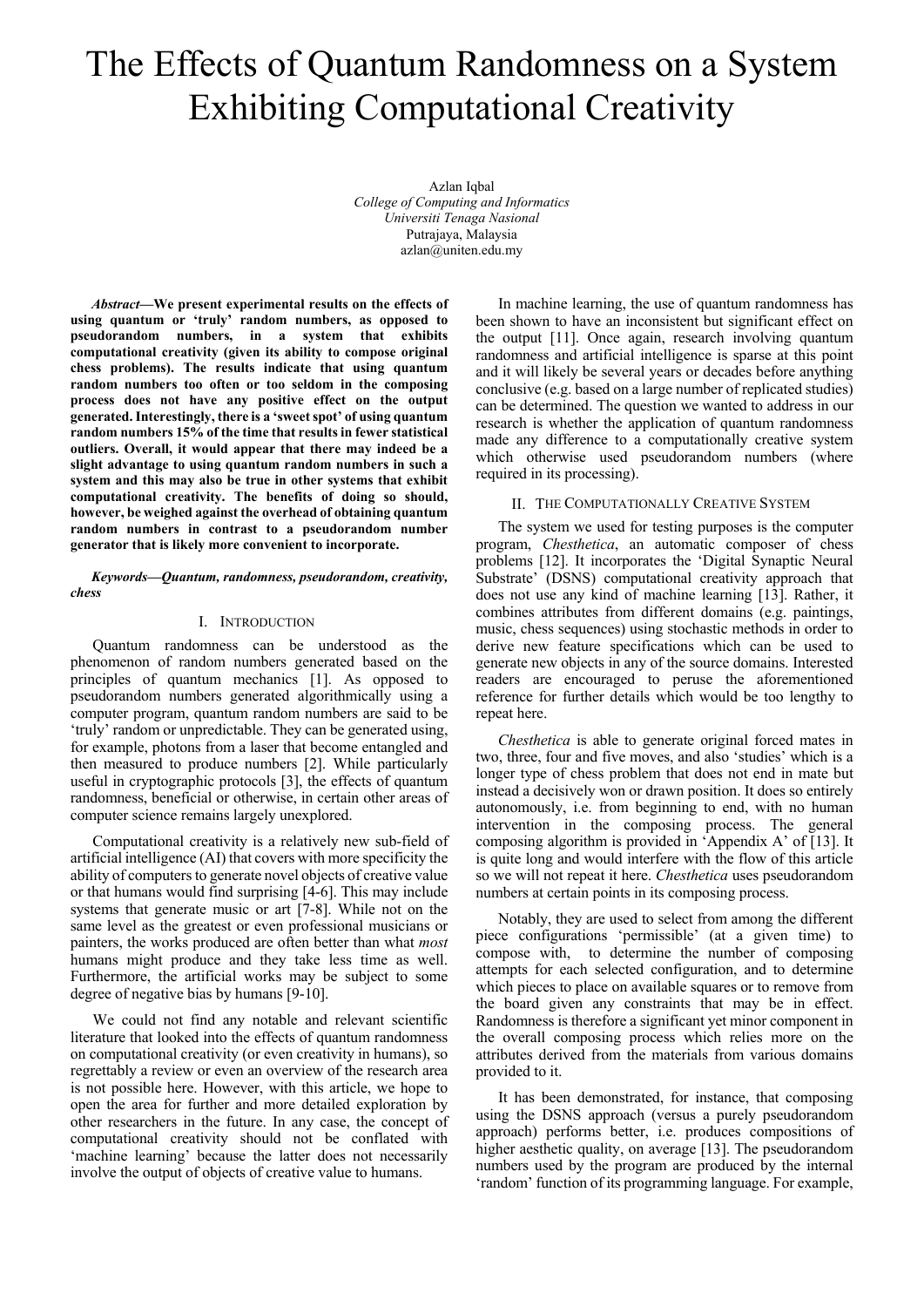# The Effects of Quantum Randomness on a System Exhibiting Computational Creativity

Azlan Iqbal
*College of Computing and Informatics*
*Universiti Tenaga Nasional*
Putrajaya, Malaysia
azlan@uniten.edu.my

***Abstract*—We present experimental results on the effects of using quantum or 'truly' random numbers, as opposed to pseudorandom numbers, in a system that exhibits computational creativity (given its ability to compose original chess problems). The results indicate that using quantum random numbers too often or too seldom in the composing process does not have any positive effect on the output generated. Interestingly, there is a 'sweet spot' of using quantum random numbers 15% of the time that results in fewer statistical outliers. Overall, it would appear that there may indeed be a slight advantage to using quantum random numbers in such a system and this may also be true in other systems that exhibit computational creativity. The benefits of doing so should, however, be weighed against the overhead of obtaining quantum random numbers in contrast to a pseudorandom number generator that is likely more convenient to incorporate.**

***Keywords*—*Quantum, randomness, pseudorandom, creativity, chess***

## I. Introduction

Quantum randomness can be understood as the phenomenon of random numbers generated based on the principles of quantum mechanics [1]. As opposed to pseudorandom numbers generated algorithmically using a computer program, quantum random numbers are said to be 'truly' random or unpredictable. They can be generated using, for example, photons from a laser that become entangled and then measured to produce numbers [2]. While particularly useful in cryptographic protocols [3], the effects of quantum randomness, beneficial or otherwise, in certain other areas of computer science remains largely unexplored.

Computational creativity is a relatively new sub-field of artificial intelligence (AI) that covers with more specificity the ability of computers to generate novel objects of creative value or that humans would find surprising [4-6]. This may include systems that generate music or art [7-8]. While not on the same level as the greatest or even professional musicians or painters, the works produced are often better than what *most* humans might produce and they take less time as well. Furthermore, the artificial works may be subject to some degree of negative bias by humans [9-10].

We could not find any notable and relevant scientific literature that looked into the effects of quantum randomness on computational creativity (or even creativity in humans), so regrettably a review or even an overview of the research area is not possible here. However, with this article, we hope to open the area for further and more detailed exploration by other researchers in the future. In any case, the concept of computational creativity should not be conflated with 'machine learning' because the latter does not necessarily involve the output of objects of creative value to humans.

In machine learning, the use of quantum randomness has been shown to have an inconsistent but significant effect on the output [11]. Once again, research involving quantum randomness and artificial intelligence is sparse at this point and it will likely be several years or decades before anything conclusive (e.g. based on a large number of replicated studies) can be determined. The question we wanted to address in our research is whether the application of quantum randomness made any difference to a computationally creative system which otherwise used pseudorandom numbers (where required in its processing).

## II. The Computationally Creative System

The system we used for testing purposes is the computer program, *Chesthetica*, an automatic composer of chess problems [12]. It incorporates the 'Digital Synaptic Neural Substrate' (DSNS) computational creativity approach that does not use any kind of machine learning [13]. Rather, it combines attributes from different domains (e.g. paintings, music, chess sequences) using stochastic methods in order to derive new feature specifications which can be used to generate new objects in any of the source domains. Interested readers are encouraged to peruse the aforementioned reference for further details which would be too lengthy to repeat here.

*Chesthetica* is able to generate original forced mates in two, three, four and five moves, and also 'studies' which is a longer type of chess problem that does not end in mate but instead a decisively won or drawn position. It does so entirely autonomously, i.e. from beginning to end, with no human intervention in the composing process. The general composing algorithm is provided in 'Appendix A' of [13]. It is quite long and would interfere with the flow of this article so we will not repeat it here. *Chesthetica* uses pseudorandom numbers at certain points in its composing process.

Notably, they are used to select from among the different piece configurations 'permissible' (at a given time) to compose with, to determine the number of composing attempts for each selected configuration, and to determine which pieces to place on available squares or to remove from the board given any constraints that may be in effect. Randomness is therefore a significant yet minor component in the overall composing process which relies more on the attributes derived from the materials from various domains provided to it.

It has been demonstrated, for instance, that composing using the DSNS approach (versus a purely pseudorandom approach) performs better, i.e. produces compositions of higher aesthetic quality, on average [13]. The pseudorandom numbers used by the program are produced by the internal 'random' function of its programming language. For example,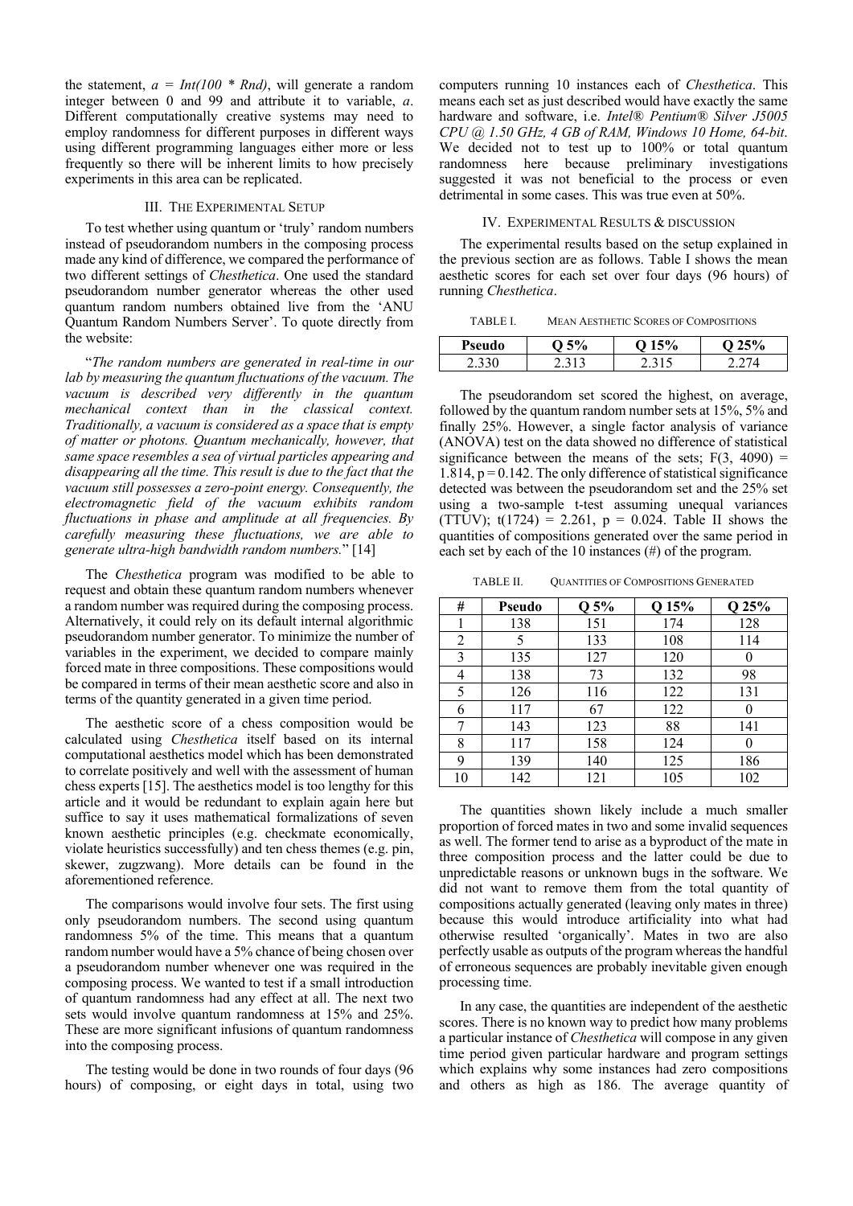the statement, *a = Int(100 * Rnd)*, will generate a random integer between 0 and 99 and attribute it to variable, *a*. Different computationally creative systems may need to employ randomness for different purposes in different ways using different programming languages either more or less frequently so there will be inherent limits to how precisely experiments in this area can be replicated.

## III. The Experimental Setup

To test whether using quantum or 'truly' random numbers instead of pseudorandom numbers in the composing process made any kind of difference, we compared the performance of two different settings of *Chesthetica*. One used the standard pseudorandom number generator whereas the other used quantum random numbers obtained live from the 'ANU Quantum Random Numbers Server'. To quote directly from the website:

"*The random numbers are generated in real-time in our lab by measuring the quantum fluctuations of the vacuum. The vacuum is described very differently in the quantum mechanical context than in the classical context. Traditionally, a vacuum is considered as a space that is empty of matter or photons. Quantum mechanically, however, that same space resembles a sea of virtual particles appearing and disappearing all the time. This result is due to the fact that the vacuum still possesses a zero-point energy. Consequently, the electromagnetic field of the vacuum exhibits random fluctuations in phase and amplitude at all frequencies. By carefully measuring these fluctuations, we are able to generate ultra-high bandwidth random numbers.*" [14]

The *Chesthetica* program was modified to be able to request and obtain these quantum random numbers whenever a random number was required during the composing process. Alternatively, it could rely on its default internal algorithmic pseudorandom number generator. To minimize the number of variables in the experiment, we decided to compare mainly forced mate in three compositions. These compositions would be compared in terms of their mean aesthetic score and also in terms of the quantity generated in a given time period.

The aesthetic score of a chess composition would be calculated using *Chesthetica* itself based on its internal computational aesthetics model which has been demonstrated to correlate positively and well with the assessment of human chess experts [15]. The aesthetics model is too lengthy for this article and it would be redundant to explain again here but suffice to say it uses mathematical formalizations of seven known aesthetic principles (e.g. checkmate economically, violate heuristics successfully) and ten chess themes (e.g. pin, skewer, zugzwang). More details can be found in the aforementioned reference.

The comparisons would involve four sets. The first using only pseudorandom numbers. The second using quantum randomness 5% of the time. This means that a quantum random number would have a 5% chance of being chosen over a pseudorandom number whenever one was required in the composing process. We wanted to test if a small introduction of quantum randomness had any effect at all. The next two sets would involve quantum randomness at 15% and 25%. These are more significant infusions of quantum randomness into the composing process.

The testing would be done in two rounds of four days (96 hours) of composing, or eight days in total, using two computers running 10 instances each of *Chesthetica*. This means each set as just described would have exactly the same hardware and software, i.e. *Intel® Pentium® Silver J5005 CPU @ 1.50 GHz, 4 GB of RAM, Windows 10 Home, 64-bit*. We decided not to test up to 100% or total quantum randomness here because preliminary investigations suggested it was not beneficial to the process or even detrimental in some cases. This was true even at 50%.

## IV. Experimental Results & Discussion

The experimental results based on the setup explained in the previous section are as follows. Table I shows the mean aesthetic scores for each set over four days (96 hours) of running *Chesthetica*.

TABLE I. Mean Aesthetic Scores of Compositions

| Pseudo | Q 5% | Q 15% | Q 25% |
|---|---|---|---|
| 2.330 | 2.313 | 2.315 | 2.274 |

The pseudorandom set scored the highest, on average, followed by the quantum random number sets at 15%, 5% and finally 25%. However, a single factor analysis of variance (ANOVA) test on the data showed no difference of statistical significance between the means of the sets; $F(3, 4090) = 1.814$, $p = 0.142$. The only difference of statistical significance detected was between the pseudorandom set and the 25% set using a two-sample t-test assuming unequal variances (TTUV); $t(1724) = 2.261$, $p = 0.024$. Table II shows the quantities of compositions generated over the same period in each set by each of the 10 instances (#) of the program.

TABLE II. Quantities of Compositions Generated

| # | Pseudo | Q 5% | Q 15% | Q 25% |
|---|---|---|---|---|
| 1 | 138 | 151 | 174 | 128 |
| 2 | 5 | 133 | 108 | 114 |
| 3 | 135 | 127 | 120 | 0 |
| 4 | 138 | 73 | 132 | 98 |
| 5 | 126 | 116 | 122 | 131 |
| 6 | 117 | 67 | 122 | 0 |
| 7 | 143 | 123 | 88 | 141 |
| 8 | 117 | 158 | 124 | 0 |
| 9 | 139 | 140 | 125 | 186 |
| 10 | 142 | 121 | 105 | 102 |

The quantities shown likely include a much smaller proportion of forced mates in two and some invalid sequences as well. The former tend to arise as a byproduct of the mate in three composition process and the latter could be due to unpredictable reasons or unknown bugs in the software. We did not want to remove them from the total quantity of compositions actually generated (leaving only mates in three) because this would introduce artificiality into what had otherwise resulted 'organically'. Mates in two are also perfectly usable as outputs of the program whereas the handful of erroneous sequences are probably inevitable given enough processing time.

In any case, the quantities are independent of the aesthetic scores. There is no known way to predict how many problems a particular instance of *Chesthetica* will compose in any given time period given particular hardware and program settings which explains why some instances had zero compositions and others as high as 186. The average quantity of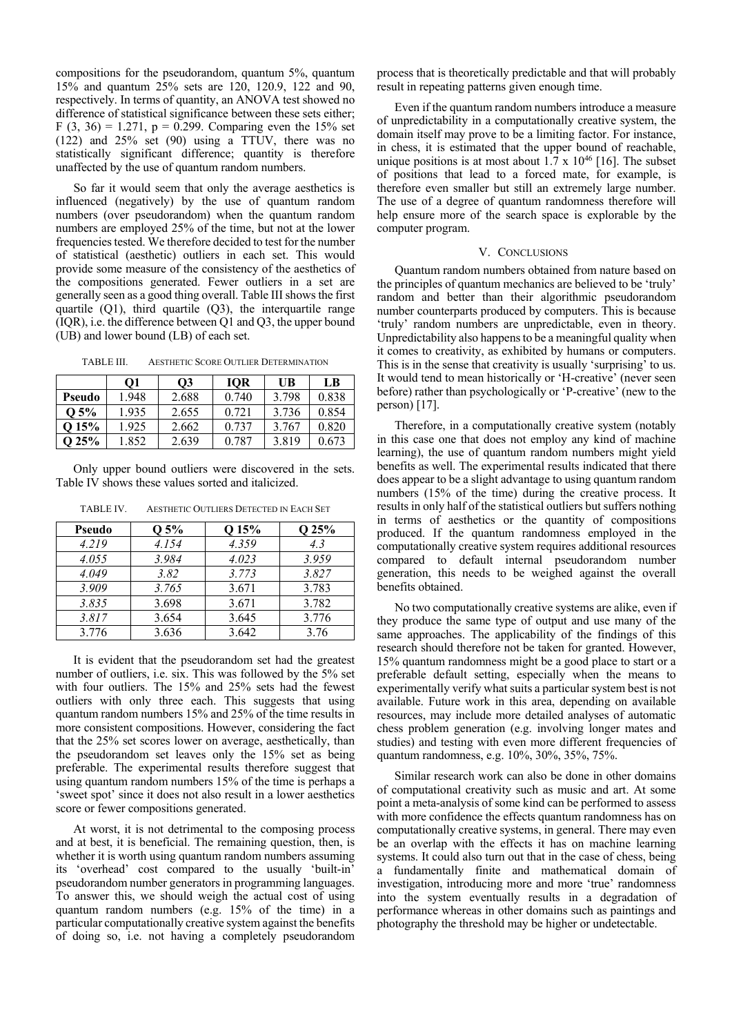compositions for the pseudorandom, quantum 5%, quantum 15% and quantum 25% sets are 120, 120.9, 122 and 90, respectively. In terms of quantity, an ANOVA test showed no difference of statistical significance between these sets either; $F(3, 36) = 1.271$, $p = 0.299$. Comparing even the 15% set (122) and 25% set (90) using a TTUV, there was no statistically significant difference; quantity is therefore unaffected by the use of quantum random numbers.

So far it would seem that only the average aesthetics is influenced (negatively) by the use of quantum random numbers (over pseudorandom) when the quantum random numbers are employed 25% of the time, but not at the lower frequencies tested. We therefore decided to test for the number of statistical (aesthetic) outliers in each set. This would provide some measure of the consistency of the aesthetics of the compositions generated. Fewer outliers in a set are generally seen as a good thing overall. Table III shows the first quartile (Q1), third quartile (Q3), the interquartile range (IQR), i.e. the difference between Q1 and Q3, the upper bound (UB) and lower bound (LB) of each set.

TABLE III. AESTHETIC SCORE OUTLIER DETERMINATION

| | Q1 | Q3 | IQR | UB | LB |
|---|---|---|---|---|---|
| **Pseudo** | 1.948 | 2.688 | 0.740 | 3.798 | 0.838 |
| **Q 5%** | 1.935 | 2.655 | 0.721 | 3.736 | 0.854 |
| **Q 15%** | 1.925 | 2.662 | 0.737 | 3.767 | 0.820 |
| **Q 25%** | 1.852 | 2.639 | 0.787 | 3.819 | 0.673 |

Only upper bound outliers were discovered in the sets. Table IV shows these values sorted and italicized.

TABLE IV. AESTHETIC OUTLIERS DETECTED IN EACH SET

| Pseudo | Q 5% | Q 15% | Q 25% |
|---|---|---|---|
| *4.219* | *4.154* | *4.359* | *4.3* |
| *4.055* | *3.984* | *4.023* | *3.959* |
| *4.049* | *3.82* | *3.773* | *3.827* |
| *3.909* | *3.765* | 3.671 | 3.783 |
| *3.835* | 3.698 | 3.671 | 3.782 |
| *3.817* | 3.654 | 3.645 | 3.776 |
| 3.776 | 3.636 | 3.642 | 3.76 |

It is evident that the pseudorandom set had the greatest number of outliers, i.e. six. This was followed by the 5% set with four outliers. The 15% and 25% sets had the fewest outliers with only three each. This suggests that using quantum random numbers 15% and 25% of the time results in more consistent compositions. However, considering the fact that the 25% set scores lower on average, aesthetically, than the pseudorandom set leaves only the 15% set as being preferable. The experimental results therefore suggest that using quantum random numbers 15% of the time is perhaps a 'sweet spot' since it does not also result in a lower aesthetics score or fewer compositions generated.

At worst, it is not detrimental to the composing process and at best, it is beneficial. The remaining question, then, is whether it is worth using quantum random numbers assuming its 'overhead' cost compared to the usually 'built-in' pseudorandom number generators in programming languages. To answer this, we should weigh the actual cost of using quantum random numbers (e.g. 15% of the time) in a particular computationally creative system against the benefits of doing so, i.e. not having a completely pseudorandom process that is theoretically predictable and that will probably result in repeating patterns given enough time.

Even if the quantum random numbers introduce a measure of unpredictability in a computationally creative system, the domain itself may prove to be a limiting factor. For instance, in chess, it is estimated that the upper bound of reachable, unique positions is at most about $1.7 \times 10^{46}$ [16]. The subset of positions that lead to a forced mate, for example, is therefore even smaller but still an extremely large number. The use of a degree of quantum randomness therefore will help ensure more of the search space is explorable by the computer program.

## V. CONCLUSIONS

Quantum random numbers obtained from nature based on the principles of quantum mechanics are believed to be 'truly' random and better than their algorithmic pseudorandom number counterparts produced by computers. This is because 'truly' random numbers are unpredictable, even in theory. Unpredictability also happens to be a meaningful quality when it comes to creativity, as exhibited by humans or computers. This is in the sense that creativity is usually 'surprising' to us. It would tend to mean historically or 'H-creative' (never seen before) rather than psychologically or 'P-creative' (new to the person) [17].

Therefore, in a computationally creative system (notably in this case one that does not employ any kind of machine learning), the use of quantum random numbers might yield benefits as well. The experimental results indicated that there does appear to be a slight advantage to using quantum random numbers (15% of the time) during the creative process. It results in only half of the statistical outliers but suffers nothing in terms of aesthetics or the quantity of compositions produced. If the quantum randomness employed in the computationally creative system requires additional resources compared to default internal pseudorandom number generation, this needs to be weighed against the overall benefits obtained.

No two computationally creative systems are alike, even if they produce the same type of output and use many of the same approaches. The applicability of the findings of this research should therefore not be taken for granted. However, 15% quantum randomness might be a good place to start or a preferable default setting, especially when the means to experimentally verify what suits a particular system best is not available. Future work in this area, depending on available resources, may include more detailed analyses of automatic chess problem generation (e.g. involving longer mates and studies) and testing with even more different frequencies of quantum randomness, e.g. 10%, 30%, 35%, 75%.

Similar research work can also be done in other domains of computational creativity such as music and art. At some point a meta-analysis of some kind can be performed to assess with more confidence the effects quantum randomness has on computationally creative systems, in general. There may even be an overlap with the effects it has on machine learning systems. It could also turn out that in the case of chess, being a fundamentally finite and mathematical domain of investigation, introducing more and more 'true' randomness into the system eventually results in a degradation of performance whereas in other domains such as paintings and photography the threshold may be higher or undetectable.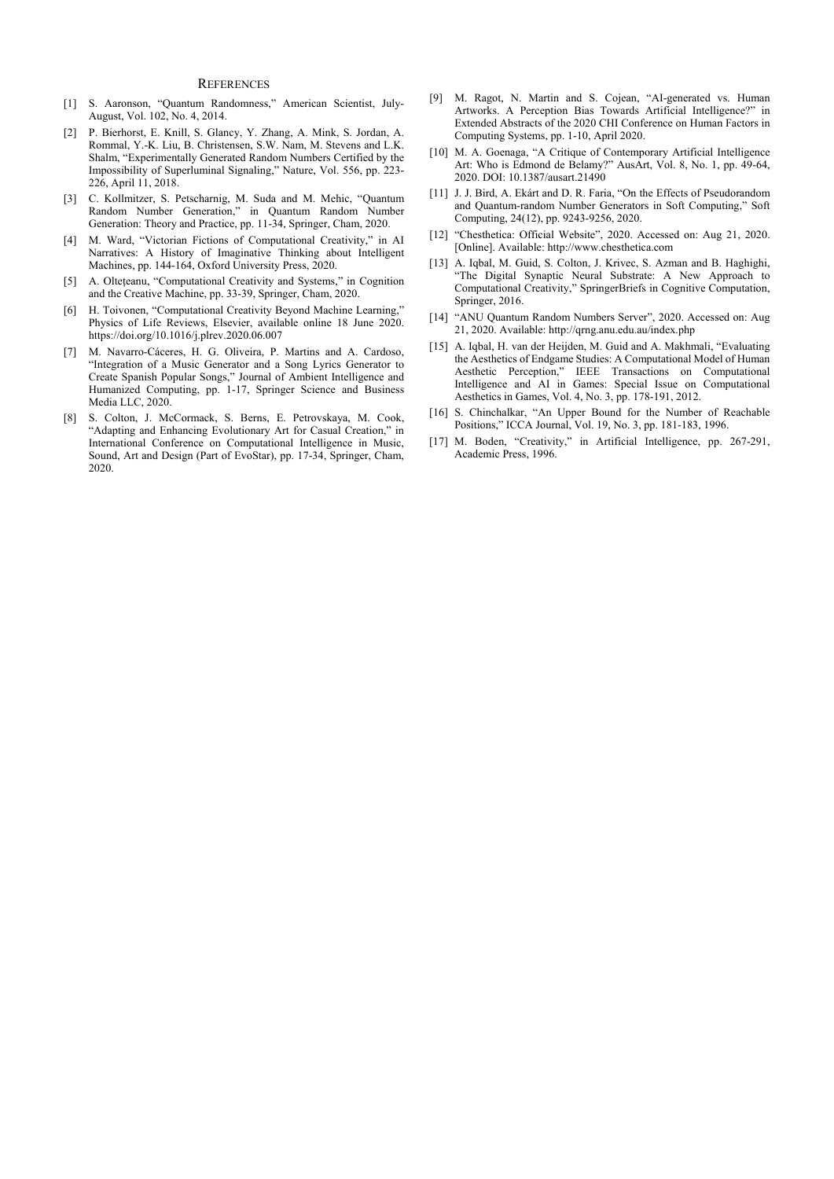## REFERENCES

[1] S. Aaronson, "Quantum Randomness," American Scientist, July-August, Vol. 102, No. 4, 2014.

[2] P. Bierhorst, E. Knill, S. Glancy, Y. Zhang, A. Mink, S. Jordan, A. Rommal, Y.-K. Liu, B. Christensen, S.W. Nam, M. Stevens and L.K. Shalm, "Experimentally Generated Random Numbers Certified by the Impossibility of Superluminal Signaling," Nature, Vol. 556, pp. 223-226, April 11, 2018.

[3] C. Kollmitzer, S. Petscharnig, M. Suda and M. Mehic, "Quantum Random Number Generation," in Quantum Random Number Generation: Theory and Practice, pp. 11-34, Springer, Cham, 2020.

[4] M. Ward, "Victorian Fictions of Computational Creativity," in AI Narratives: A History of Imaginative Thinking about Intelligent Machines, pp. 144-164, Oxford University Press, 2020.

[5] A. Oltețeanu, "Computational Creativity and Systems," in Cognition and the Creative Machine, pp. 33-39, Springer, Cham, 2020.

[6] H. Toivonen, "Computational Creativity Beyond Machine Learning," Physics of Life Reviews, Elsevier, available online 18 June 2020. https://doi.org/10.1016/j.plrev.2020.06.007

[7] M. Navarro-Cáceres, H. G. Oliveira, P. Martins and A. Cardoso, "Integration of a Music Generator and a Song Lyrics Generator to Create Spanish Popular Songs," Journal of Ambient Intelligence and Humanized Computing, pp. 1-17, Springer Science and Business Media LLC, 2020.

[8] S. Colton, J. McCormack, S. Berns, E. Petrovskaya, M. Cook, "Adapting and Enhancing Evolutionary Art for Casual Creation," in International Conference on Computational Intelligence in Music, Sound, Art and Design (Part of EvoStar), pp. 17-34, Springer, Cham, 2020.

[9] M. Ragot, N. Martin and S. Cojean, "AI-generated vs. Human Artworks. A Perception Bias Towards Artificial Intelligence?" in Extended Abstracts of the 2020 CHI Conference on Human Factors in Computing Systems, pp. 1-10, April 2020.

[10] M. A. Goenaga, "A Critique of Contemporary Artificial Intelligence Art: Who is Edmond de Belamy?" AusArt, Vol. 8, No. 1, pp. 49-64, 2020. DOI: 10.1387/ausart.21490

[11] J. J. Bird, A. Ekárt and D. R. Faria, "On the Effects of Pseudorandom and Quantum-random Number Generators in Soft Computing," Soft Computing, 24(12), pp. 9243-9256, 2020.

[12] "Chesthetica: Official Website", 2020. Accessed on: Aug 21, 2020. [Online]. Available: http://www.chesthetica.com

[13] A. Iqbal, M. Guid, S. Colton, J. Krivec, S. Azman and B. Haghighi, "The Digital Synaptic Neural Substrate: A New Approach to Computational Creativity," SpringerBriefs in Cognitive Computation, Springer, 2016.

[14] "ANU Quantum Random Numbers Server", 2020. Accessed on: Aug 21, 2020. Available: http://qrng.anu.edu.au/index.php

[15] A. Iqbal, H. van der Heijden, M. Guid and A. Makhmali, "Evaluating the Aesthetics of Endgame Studies: A Computational Model of Human Aesthetic Perception," IEEE Transactions on Computational Intelligence and AI in Games: Special Issue on Computational Aesthetics in Games, Vol. 4, No. 3, pp. 178-191, 2012.

[16] S. Chinchalkar, "An Upper Bound for the Number of Reachable Positions," ICCA Journal, Vol. 19, No. 3, pp. 181-183, 1996.

[17] M. Boden, "Creativity," in Artificial Intelligence, pp. 267-291, Academic Press, 1996.